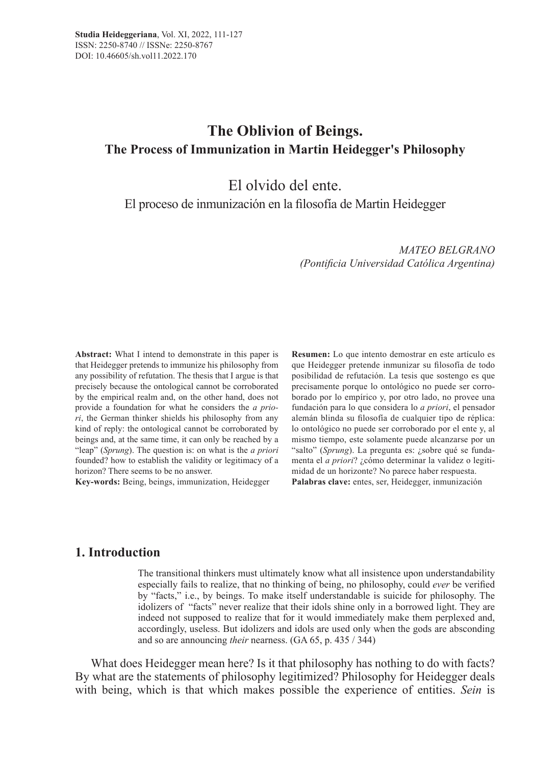# The Oblivion of Beings.
## The Process of Immunization in Martin Heidegger's Philosophy

# El olvido del ente.
## El proceso de inmunización en la filosofía de Martin Heidegger

*MATEO BELGRANO*
*(Pontificia Universidad Católica Argentina)*

**Abstract:** What I intend to demonstrate in this paper is that Heidegger pretends to immunize his philosophy from any possibility of refutation. The thesis that I argue is that precisely because the ontological cannot be corroborated by the empirical realm and, on the other hand, does not provide a foundation for what he considers the *a priori*, the German thinker shields his philosophy from any kind of reply: the ontological cannot be corroborated by beings and, at the same time, it can only be reached by a "leap" (*Sprung*). The question is: on what is the *a priori* founded? how to establish the validity or legitimacy of a horizon? There seems to be no answer.

**Key-words:** Being, beings, immunization, Heidegger

**Resumen:** Lo que intento demostrar en este artículo es que Heidegger pretende inmunizar su filosofía de todo posibilidad de refutación. La tesis que sostengo es que precisamente porque lo ontológico no puede ser corroborado por lo empírico y, por otro lado, no provee una fundación para lo que considera lo *a priori*, el pensador alemán blinda su filosofía de cualquier tipo de réplica: lo ontológico no puede ser corroborado por el ente y, al mismo tiempo, este solamente puede alcanzarse por un "salto" (*Sprung*). La pregunta es: ¿sobre qué se fundamenta el *a priori*? ¿cómo determinar la validez o legitimidad de un horizonte? No parece haber respuesta.

**Palabras clave:** entes, ser, Heidegger, inmunización

## 1. Introduction

> The transitional thinkers must ultimately know what all insistence upon understandability especially fails to realize, that no thinking of being, no philosophy, could *ever* be verified by "facts," i.e., by beings. To make itself understandable is suicide for philosophy. The idolizers of "facts" never realize that their idols shine only in a borrowed light. They are indeed not supposed to realize that for it would immediately make them perplexed and, accordingly, useless. But idolizers and idols are used only when the gods are absconding and so are announcing *their* nearness. (GA 65, p. 435 / 344)

What does Heidegger mean here? Is it that philosophy has nothing to do with facts? By what are the statements of philosophy legitimized? Philosophy for Heidegger deals with being, which is that which makes possible the experience of entities. *Sein* is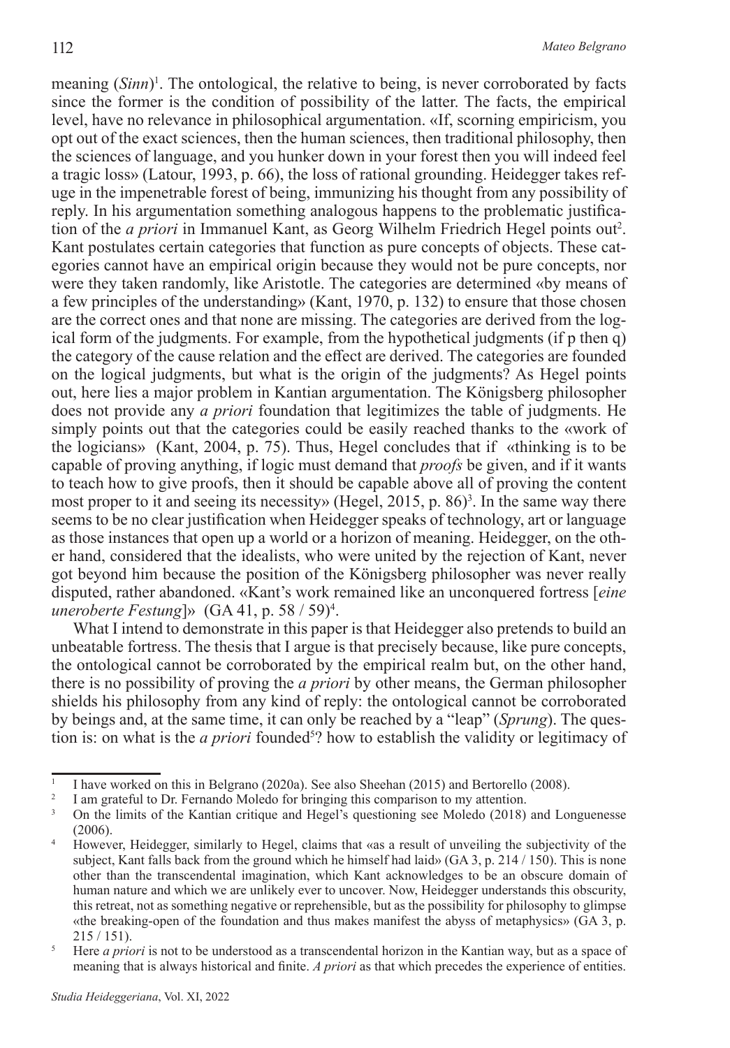meaning (*Sinn*)[1]. The ontological, the relative to being, is never corroborated by facts since the former is the condition of possibility of the latter. The facts, the empirical level, have no relevance in philosophical argumentation. «If, scorning empiricism, you opt out of the exact sciences, then the human sciences, then traditional philosophy, then the sciences of language, and you hunker down in your forest then you will indeed feel a tragic loss» (Latour, 1993, p. 66), the loss of rational grounding. Heidegger takes refuge in the impenetrable forest of being, immunizing his thought from any possibility of reply. In his argumentation something analogous happens to the problematic justification of the *a priori* in Immanuel Kant, as Georg Wilhelm Friedrich Hegel points out[2]. Kant postulates certain categories that function as pure concepts of objects. These categories cannot have an empirical origin because they would not be pure concepts, nor were they taken randomly, like Aristotle. The categories are determined «by means of a few principles of the understanding» (Kant, 1970, p. 132) to ensure that those chosen are the correct ones and that none are missing. The categories are derived from the logical form of the judgments. For example, from the hypothetical judgments (if p then q) the category of the cause relation and the effect are derived. The categories are founded on the logical judgments, but what is the origin of the judgments? As Hegel points out, here lies a major problem in Kantian argumentation. The Königsberg philosopher does not provide any *a priori* foundation that legitimizes the table of judgments. He simply points out that the categories could be easily reached thanks to the «work of the logicians» (Kant, 2004, p. 75). Thus, Hegel concludes that if «thinking is to be capable of proving anything, if logic must demand that *proofs* be given, and if it wants to teach how to give proofs, then it should be capable above all of proving the content most proper to it and seeing its necessity» (Hegel, 2015, p. 86)[3]. In the same way there seems to be no clear justification when Heidegger speaks of technology, art or language as those instances that open up a world or a horizon of meaning. Heidegger, on the other hand, considered that the idealists, who were united by the rejection of Kant, never got beyond him because the position of the Königsberg philosopher was never really disputed, rather abandoned. «Kant's work remained like an unconquered fortress [*eine uneroberte Festung*]» (GA 41, p. 58 / 59)[4].

What I intend to demonstrate in this paper is that Heidegger also pretends to build an unbeatable fortress. The thesis that I argue is that precisely because, like pure concepts, the ontological cannot be corroborated by the empirical realm but, on the other hand, there is no possibility of proving the *a priori* by other means, the German philosopher shields his philosophy from any kind of reply: the ontological cannot be corroborated by beings and, at the same time, it can only be reached by a "leap" (*Sprung*). The question is: on what is the *a priori* founded[5]? how to establish the validity or legitimacy of

---

[1] I have worked on this in Belgrano (2020a). See also Sheehan (2015) and Bertorello (2008).

[2] I am grateful to Dr. Fernando Moledo for bringing this comparison to my attention.

[3] On the limits of the Kantian critique and Hegel's questioning see Moledo (2018) and Longuenesse (2006).

[4] However, Heidegger, similarly to Hegel, claims that «as a result of unveiling the subjectivity of the subject, Kant falls back from the ground which he himself had laid» (GA 3, p. 214 / 150). This is none other than the transcendental imagination, which Kant acknowledges to be an obscure domain of human nature and which we are unlikely ever to uncover. Now, Heidegger understands this obscurity, this retreat, not as something negative or reprehensible, but as the possibility for philosophy to glimpse «the breaking-open of the foundation and thus makes manifest the abyss of metaphysics» (GA 3, p. 215 / 151).

[5] Here *a priori* is not to be understood as a transcendental horizon in the Kantian way, but as a space of meaning that is always historical and finite. *A priori* as that which precedes the experience of entities.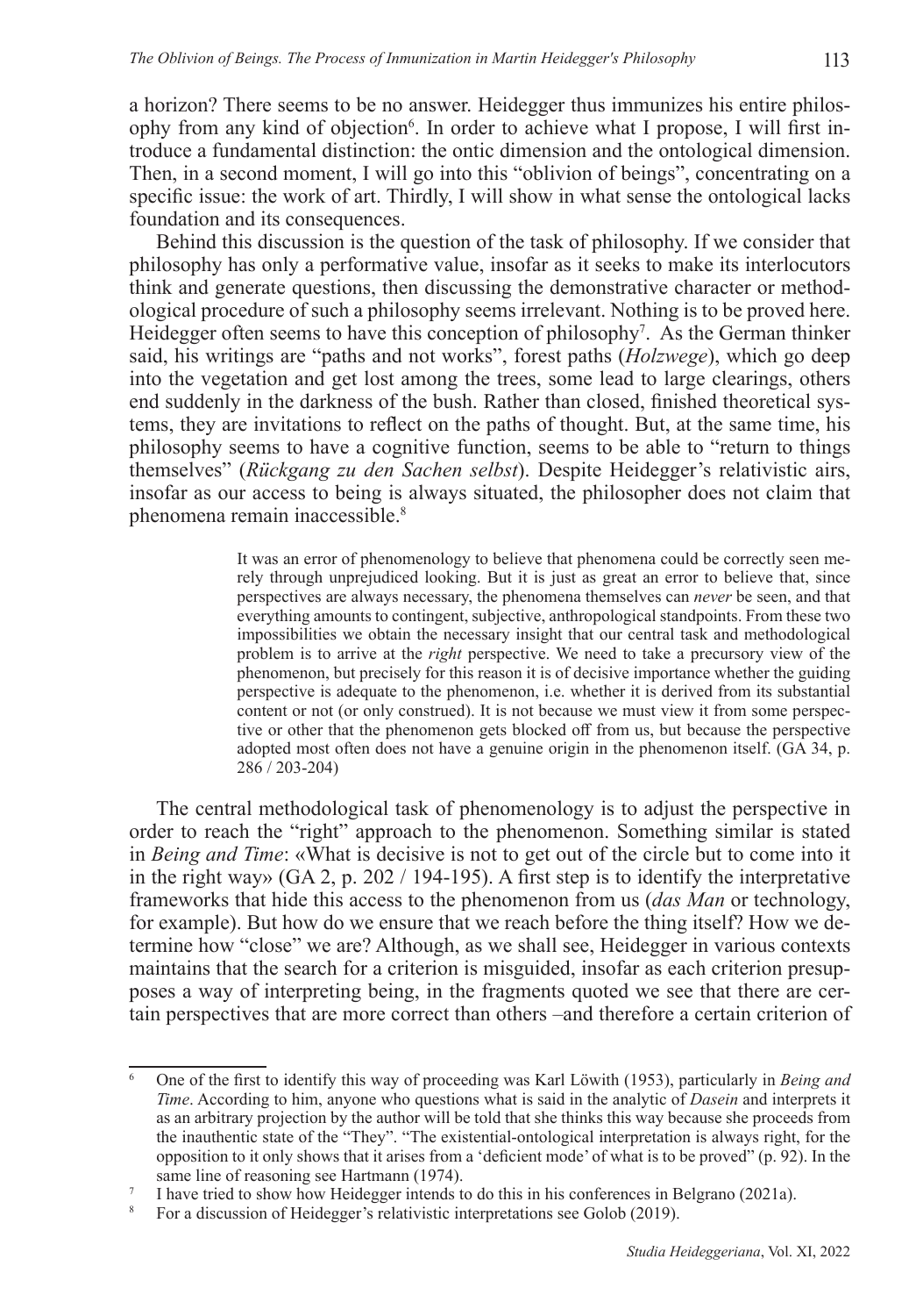a horizon? There seems to be no answer. Heidegger thus immunizes his entire philosophy from any kind of objection[6]. In order to achieve what I propose, I will first introduce a fundamental distinction: the ontic dimension and the ontological dimension. Then, in a second moment, I will go into this "oblivion of beings", concentrating on a specific issue: the work of art. Thirdly, I will show in what sense the ontological lacks foundation and its consequences.

Behind this discussion is the question of the task of philosophy. If we consider that philosophy has only a performative value, insofar as it seeks to make its interlocutors think and generate questions, then discussing the demonstrative character or methodological procedure of such a philosophy seems irrelevant. Nothing is to be proved here. Heidegger often seems to have this conception of philosophy[7]. As the German thinker said, his writings are "paths and not works", forest paths (*Holzwege*), which go deep into the vegetation and get lost among the trees, some lead to large clearings, others end suddenly in the darkness of the bush. Rather than closed, finished theoretical systems, they are invitations to reflect on the paths of thought. But, at the same time, his philosophy seems to have a cognitive function, seems to be able to "return to things themselves" (*Rückgang zu den Sachen selbst*). Despite Heidegger's relativistic airs, insofar as our access to being is always situated, the philosopher does not claim that phenomena remain inaccessible.[8]

> It was an error of phenomenology to believe that phenomena could be correctly seen merely through unprejudiced looking. But it is just as great an error to believe that, since perspectives are always necessary, the phenomena themselves can *never* be seen, and that everything amounts to contingent, subjective, anthropological standpoints. From these two impossibilities we obtain the necessary insight that our central task and methodological problem is to arrive at the *right* perspective. We need to take a precursory view of the phenomenon, but precisely for this reason it is of decisive importance whether the guiding perspective is adequate to the phenomenon, i.e. whether it is derived from its substantial content or not (or only construed). It is not because we must view it from some perspective or other that the phenomenon gets blocked off from us, but because the perspective adopted most often does not have a genuine origin in the phenomenon itself. (GA 34, p. 286 / 203-204)

The central methodological task of phenomenology is to adjust the perspective in order to reach the "right" approach to the phenomenon. Something similar is stated in *Being and Time*: «What is decisive is not to get out of the circle but to come into it in the right way» (GA 2, p. 202 / 194-195). A first step is to identify the interpretative frameworks that hide this access to the phenomenon from us (*das Man* or technology, for example). But how do we ensure that we reach before the thing itself? How we determine how "close" we are? Although, as we shall see, Heidegger in various contexts maintains that the search for a criterion is misguided, insofar as each criterion presupposes a way of interpreting being, in the fragments quoted we see that there are certain perspectives that are more correct than others –and therefore a certain criterion of

---

[6] One of the first to identify this way of proceeding was Karl Löwith (1953), particularly in *Being and Time*. According to him, anyone who questions what is said in the analytic of *Dasein* and interprets it as an arbitrary projection by the author will be told that she thinks this way because she proceeds from the inauthentic state of the "They". "The existential-ontological interpretation is always right, for the opposition to it only shows that it arises from a 'deficient mode' of what is to be proved" (p. 92). In the same line of reasoning see Hartmann (1974).

[7] I have tried to show how Heidegger intends to do this in his conferences in Belgrano (2021a).

[8] For a discussion of Heidegger's relativistic interpretations see Golob (2019).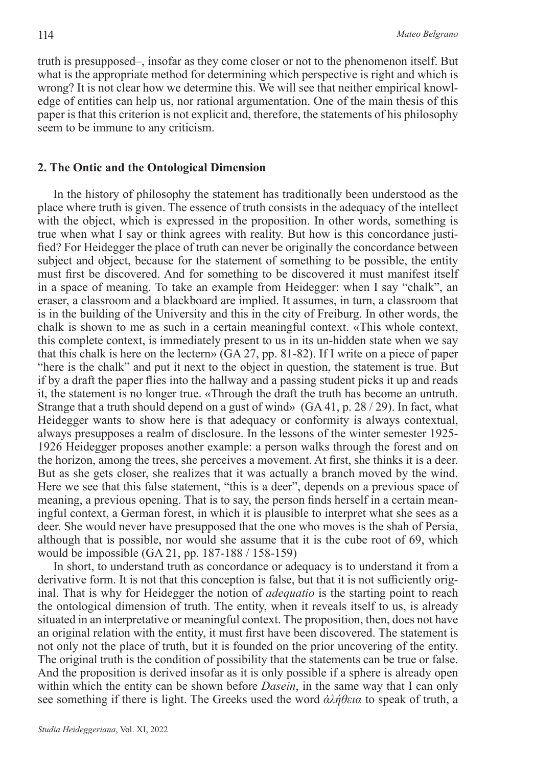truth is presupposed–, insofar as they come closer or not to the phenomenon itself. But what is the appropriate method for determining which perspective is right and which is wrong? It is not clear how we determine this. We will see that neither empirical knowledge of entities can help us, nor rational argumentation. One of the main thesis of this paper is that this criterion is not explicit and, therefore, the statements of his philosophy seem to be immune to any criticism.

## 2. The Ontic and the Ontological Dimension

In the history of philosophy the statement has traditionally been understood as the place where truth is given. The essence of truth consists in the adequacy of the intellect with the object, which is expressed in the proposition. In other words, something is true when what I say or think agrees with reality. But how is this concordance justified? For Heidegger the place of truth can never be originally the concordance between subject and object, because for the statement of something to be possible, the entity must first be discovered. And for something to be discovered it must manifest itself in a space of meaning. To take an example from Heidegger: when I say "chalk", an eraser, a classroom and a blackboard are implied. It assumes, in turn, a classroom that is in the building of the University and this in the city of Freiburg. In other words, the chalk is shown to me as such in a certain meaningful context. «This whole context, this complete context, is immediately present to us in its un-hidden state when we say that this chalk is here on the lectern» (GA 27, pp. 81-82). If I write on a piece of paper "here is the chalk" and put it next to the object in question, the statement is true. But if by a draft the paper flies into the hallway and a passing student picks it up and reads it, the statement is no longer true. «Through the draft the truth has become an untruth. Strange that a truth should depend on a gust of wind» (GA 41, p. 28 / 29). In fact, what Heidegger wants to show here is that adequacy or conformity is always contextual, always presupposes a realm of disclosure. In the lessons of the winter semester 1925-1926 Heidegger proposes another example: a person walks through the forest and on the horizon, among the trees, she perceives a movement. At first, she thinks it is a deer. But as she gets closer, she realizes that it was actually a branch moved by the wind. Here we see that this false statement, "this is a deer", depends on a previous space of meaning, a previous opening. That is to say, the person finds herself in a certain meaningful context, a German forest, in which it is plausible to interpret what she sees as a deer. She would never have presupposed that the one who moves is the shah of Persia, although that is possible, nor would she assume that it is the cube root of 69, which would be impossible (GA 21, pp. 187-188 / 158-159)

In short, to understand truth as concordance or adequacy is to understand it from a derivative form. It is not that this conception is false, but that it is not sufficiently original. That is why for Heidegger the notion of *adequatio* is the starting point to reach the ontological dimension of truth. The entity, when it reveals itself to us, is already situated in an interpretative or meaningful context. The proposition, then, does not have an original relation with the entity, it must first have been discovered. The statement is not only not the place of truth, but it is founded on the prior uncovering of the entity. The original truth is the condition of possibility that the statements can be true or false. And the proposition is derived insofar as it is only possible if a sphere is already open within which the entity can be shown before *Dasein*, in the same way that I can only see something if there is light. The Greeks used the word *ἀλήθεια* to speak of truth, a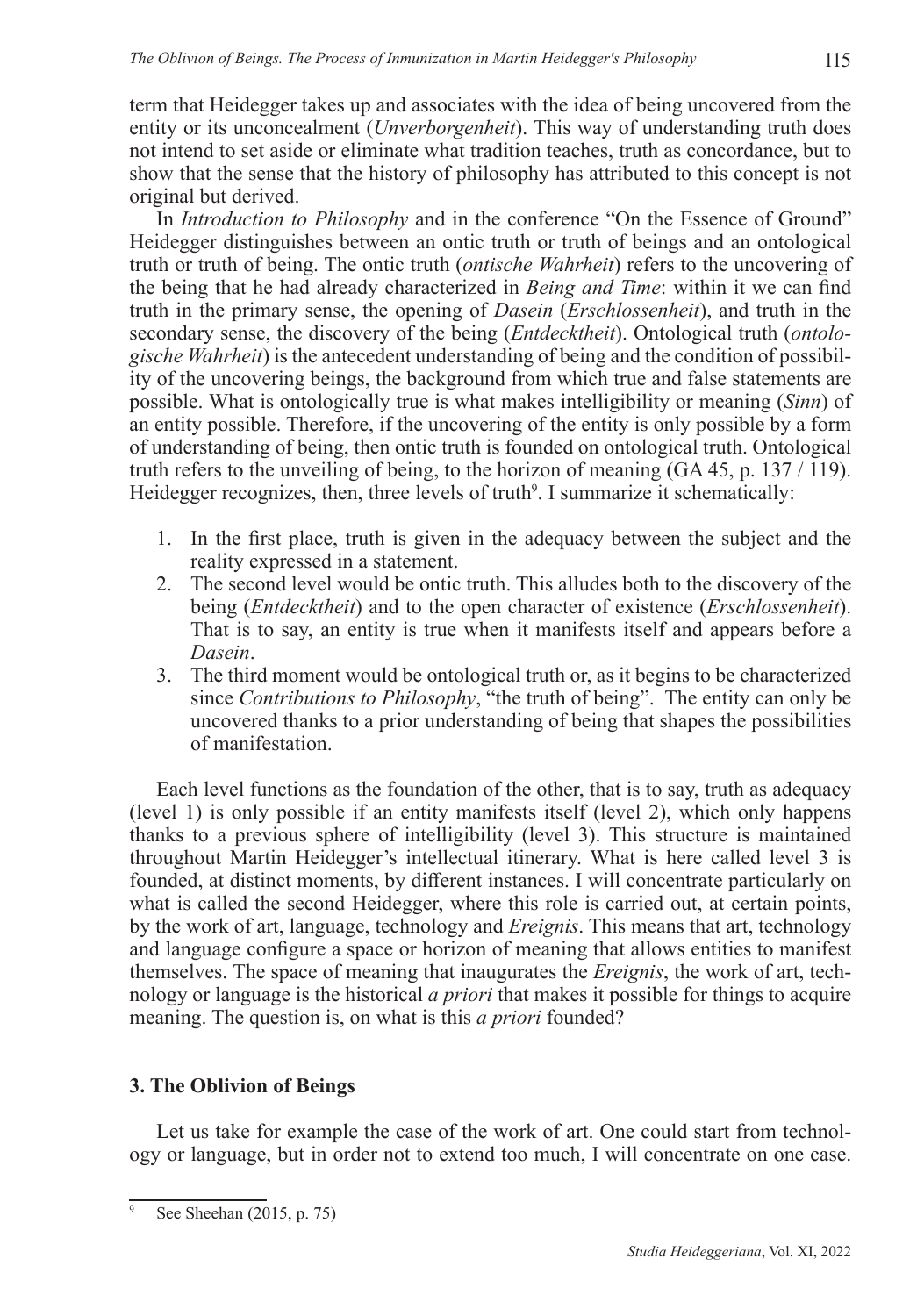term that Heidegger takes up and associates with the idea of being uncovered from the entity or its unconcealment (*Unverborgenheit*). This way of understanding truth does not intend to set aside or eliminate what tradition teaches, truth as concordance, but to show that the sense that the history of philosophy has attributed to this concept is not original but derived.

In *Introduction to Philosophy* and in the conference "On the Essence of Ground" Heidegger distinguishes between an ontic truth or truth of beings and an ontological truth or truth of being. The ontic truth (*ontische Wahrheit*) refers to the uncovering of the being that he had already characterized in *Being and Time*: within it we can find truth in the primary sense, the opening of *Dasein* (*Erschlossenheit*), and truth in the secondary sense, the discovery of the being (*Entdecktheit*). Ontological truth (*ontologische Wahrheit*) is the antecedent understanding of being and the condition of possibility of the uncovering beings, the background from which true and false statements are possible. What is ontologically true is what makes intelligibility or meaning (*Sinn*) of an entity possible. Therefore, if the uncovering of the entity is only possible by a form of understanding of being, then ontic truth is founded on ontological truth. Ontological truth refers to the unveiling of being, to the horizon of meaning (GA 45, p. 137 / 119). Heidegger recognizes, then, three levels of truth[9]. I summarize it schematically:

1. In the first place, truth is given in the adequacy between the subject and the reality expressed in a statement.
2. The second level would be ontic truth. This alludes both to the discovery of the being (*Entdecktheit*) and to the open character of existence (*Erschlossenheit*). That is to say, an entity is true when it manifests itself and appears before a *Dasein*.
3. The third moment would be ontological truth or, as it begins to be characterized since *Contributions to Philosophy*, "the truth of being". The entity can only be uncovered thanks to a prior understanding of being that shapes the possibilities of manifestation.

Each level functions as the foundation of the other, that is to say, truth as adequacy (level 1) is only possible if an entity manifests itself (level 2), which only happens thanks to a previous sphere of intelligibility (level 3). This structure is maintained throughout Martin Heidegger's intellectual itinerary. What is here called level 3 is founded, at distinct moments, by different instances. I will concentrate particularly on what is called the second Heidegger, where this role is carried out, at certain points, by the work of art, language, technology and *Ereignis*. This means that art, technology and language configure a space or horizon of meaning that allows entities to manifest themselves. The space of meaning that inaugurates the *Ereignis*, the work of art, technology or language is the historical *a priori* that makes it possible for things to acquire meaning. The question is, on what is this *a priori* founded?

## 3. The Oblivion of Beings

Let us take for example the case of the work of art. One could start from technology or language, but in order not to extend too much, I will concentrate on one case.

---

[9] See Sheehan (2015, p. 75)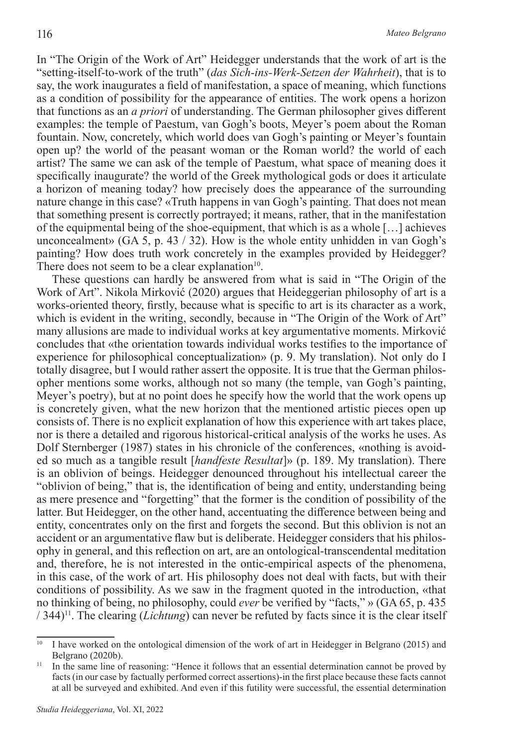In "The Origin of the Work of Art" Heidegger understands that the work of art is the "setting-itself-to-work of the truth" (*das Sich-ins-Werk-Setzen der Wahrheit*), that is to say, the work inaugurates a field of manifestation, a space of meaning, which functions as a condition of possibility for the appearance of entities. The work opens a horizon that functions as an *a priori* of understanding. The German philosopher gives different examples: the temple of Paestum, van Gogh's boots, Meyer's poem about the Roman fountain. Now, concretely, which world does van Gogh's painting or Meyer's fountain open up? the world of the peasant woman or the Roman world? the world of each artist? The same we can ask of the temple of Paestum, what space of meaning does it specifically inaugurate? the world of the Greek mythological gods or does it articulate a horizon of meaning today? how precisely does the appearance of the surrounding nature change in this case? «Truth happens in van Gogh's painting. That does not mean that something present is correctly portrayed; it means, rather, that in the manifestation of the equipmental being of the shoe-equipment, that which is as a whole […] achieves unconcealment» (GA 5, p. 43 / 32). How is the whole entity unhidden in van Gogh's painting? How does truth work concretely in the examples provided by Heidegger? There does not seem to be a clear explanation[10].

These questions can hardly be answered from what is said in "The Origin of the Work of Art". Nikola Mirković (2020) argues that Heideggerian philosophy of art is a works-oriented theory, firstly, because what is specific to art is its character as a work, which is evident in the writing, secondly, because in "The Origin of the Work of Art" many allusions are made to individual works at key argumentative moments. Mirković concludes that «the orientation towards individual works testifies to the importance of experience for philosophical conceptualization» (p. 9. My translation). Not only do I totally disagree, but I would rather assert the opposite. It is true that the German philosopher mentions some works, although not so many (the temple, van Gogh's painting, Meyer's poetry), but at no point does he specify how the world that the work opens up is concretely given, what the new horizon that the mentioned artistic pieces open up consists of. There is no explicit explanation of how this experience with art takes place, nor is there a detailed and rigorous historical-critical analysis of the works he uses. As Dolf Sternberger (1987) states in his chronicle of the conferences, «nothing is avoided so much as a tangible result [*handfeste Resultat*]» (p. 189. My translation). There is an oblivion of beings. Heidegger denounced throughout his intellectual career the "oblivion of being," that is, the identification of being and entity, understanding being as mere presence and "forgetting" that the former is the condition of possibility of the latter. But Heidegger, on the other hand, accentuating the difference between being and entity, concentrates only on the first and forgets the second. But this oblivion is not an accident or an argumentative flaw but is deliberate. Heidegger considers that his philosophy in general, and this reflection on art, are an ontological-transcendental meditation and, therefore, he is not interested in the ontic-empirical aspects of the phenomena, in this case, of the work of art. His philosophy does not deal with facts, but with their conditions of possibility. As we saw in the fragment quoted in the introduction, «that no thinking of being, no philosophy, could *ever* be verified by "facts," » (GA 65, p. 435 / 344)[11]. The clearing (*Lichtung*) can never be refuted by facts since it is the clear itself

[10] I have worked on the ontological dimension of the work of art in Heidegger in Belgrano (2015) and Belgrano (2020b).

[11] In the same line of reasoning: "Hence it follows that an essential determination cannot be proved by facts (in our case by factually performed correct assertions)-in the first place because these facts cannot at all be surveyed and exhibited. And even if this futility were successful, the essential determination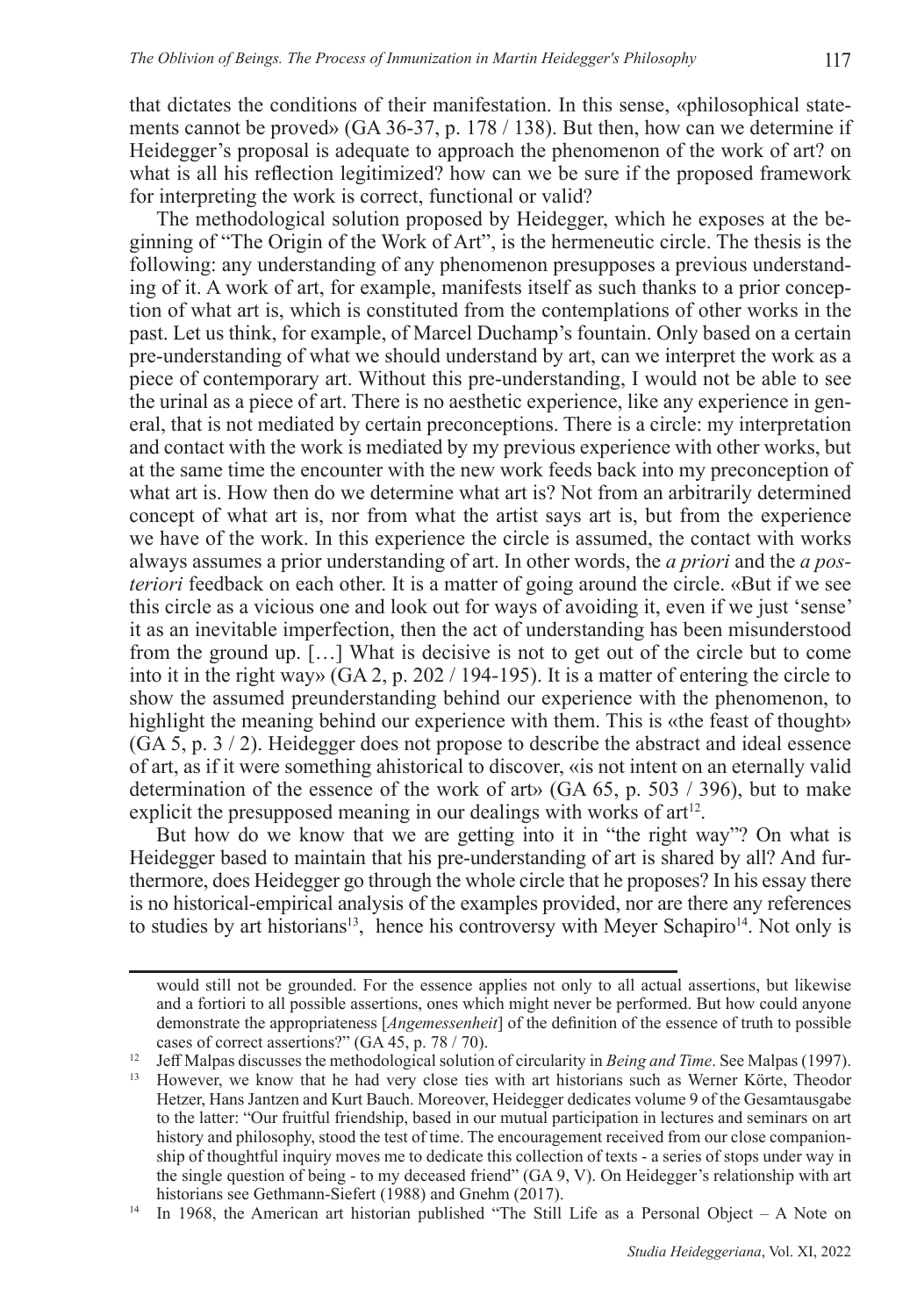that dictates the conditions of their manifestation. In this sense, «philosophical statements cannot be proved» (GA 36-37, p. 178 / 138). But then, how can we determine if Heidegger's proposal is adequate to approach the phenomenon of the work of art? on what is all his reflection legitimized? how can we be sure if the proposed framework for interpreting the work is correct, functional or valid?

The methodological solution proposed by Heidegger, which he exposes at the beginning of "The Origin of the Work of Art", is the hermeneutic circle. The thesis is the following: any understanding of any phenomenon presupposes a previous understanding of it. A work of art, for example, manifests itself as such thanks to a prior conception of what art is, which is constituted from the contemplations of other works in the past. Let us think, for example, of Marcel Duchamp's fountain. Only based on a certain pre-understanding of what we should understand by art, can we interpret the work as a piece of contemporary art. Without this pre-understanding, I would not be able to see the urinal as a piece of art. There is no aesthetic experience, like any experience in general, that is not mediated by certain preconceptions. There is a circle: my interpretation and contact with the work is mediated by my previous experience with other works, but at the same time the encounter with the new work feeds back into my preconception of what art is. How then do we determine what art is? Not from an arbitrarily determined concept of what art is, nor from what the artist says art is, but from the experience we have of the work. In this experience the circle is assumed, the contact with works always assumes a prior understanding of art. In other words, the *a priori* and the *a posteriori* feedback on each other. It is a matter of going around the circle. «But if we see this circle as a vicious one and look out for ways of avoiding it, even if we just 'sense' it as an inevitable imperfection, then the act of understanding has been misunderstood from the ground up. […] What is decisive is not to get out of the circle but to come into it in the right way» (GA 2, p. 202 / 194-195). It is a matter of entering the circle to show the assumed preunderstanding behind our experience with the phenomenon, to highlight the meaning behind our experience with them. This is «the feast of thought» (GA 5, p. 3 / 2). Heidegger does not propose to describe the abstract and ideal essence of art, as if it were something ahistorical to discover, «is not intent on an eternally valid determination of the essence of the work of art» (GA 65, p. 503 / 396), but to make explicit the presupposed meaning in our dealings with works of art[12].

But how do we know that we are getting into it in "the right way"? On what is Heidegger based to maintain that his pre-understanding of art is shared by all? And furthermore, does Heidegger go through the whole circle that he proposes? In his essay there is no historical-empirical analysis of the examples provided, nor are there any references to studies by art historians[13], hence his controversy with Meyer Schapiro[14]. Not only is

---

would still not be grounded. For the essence applies not only to all actual assertions, but likewise and a fortiori to all possible assertions, ones which might never be performed. But how could anyone demonstrate the appropriateness [*Angemessenheit*] of the definition of the essence of truth to possible cases of correct assertions?" (GA 45, p. 78 / 70).

[12] Jeff Malpas discusses the methodological solution of circularity in *Being and Time*. See Malpas (1997).

[13] However, we know that he had very close ties with art historians such as Werner Körte, Theodor Hetzer, Hans Jantzen and Kurt Bauch. Moreover, Heidegger dedicates volume 9 of the Gesamtausgabe to the latter: "Our fruitful friendship, based in our mutual participation in lectures and seminars on art history and philosophy, stood the test of time. The encouragement received from our close companionship of thoughtful inquiry moves me to dedicate this collection of texts - a series of stops under way in the single question of being - to my deceased friend" (GA 9, V). On Heidegger's relationship with art historians see Gethmann-Siefert (1988) and Gnehm (2017).

[14] In 1968, the American art historian published "The Still Life as a Personal Object – A Note on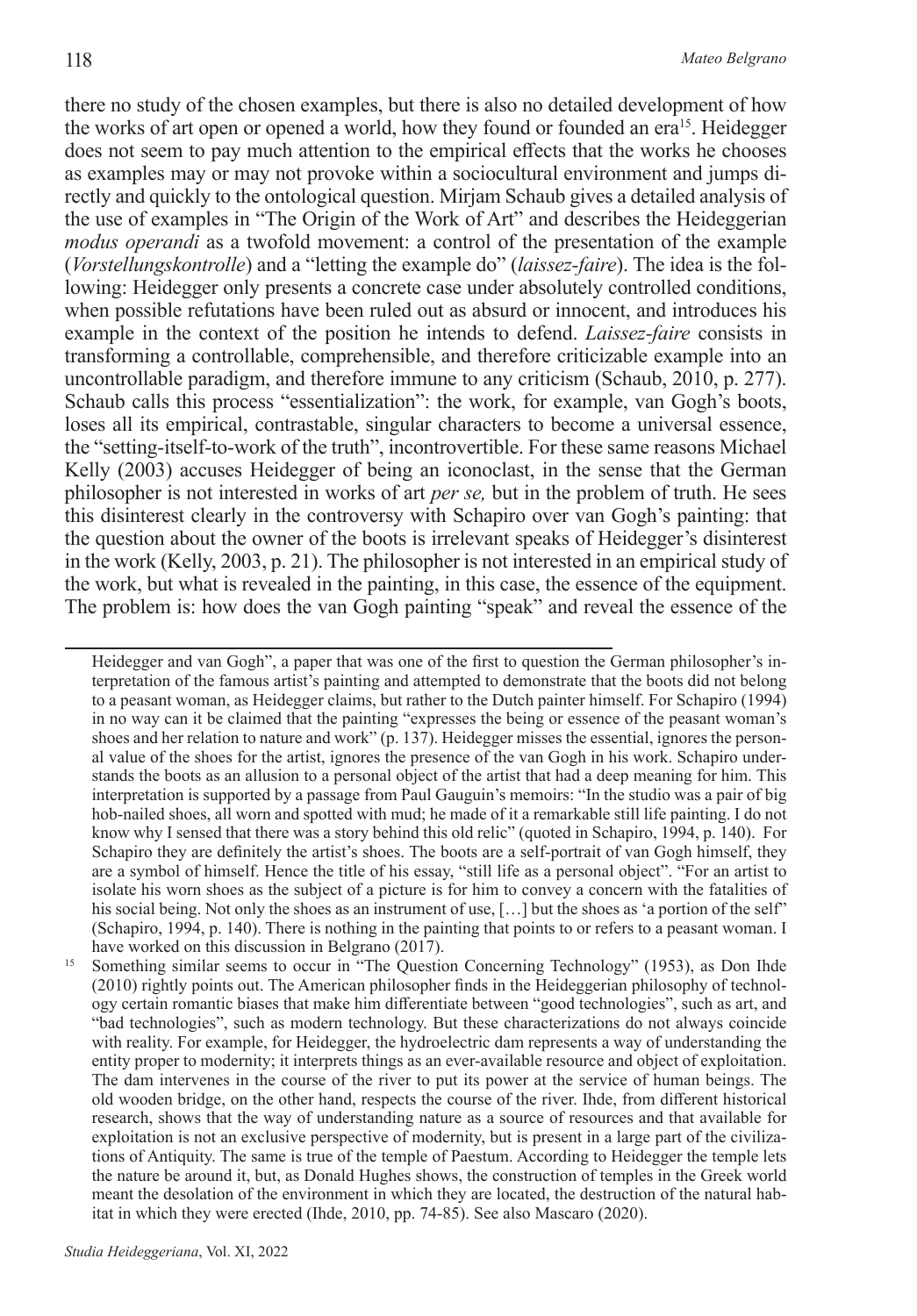there no study of the chosen examples, but there is also no detailed development of how the works of art open or opened a world, how they found or founded an era[15]. Heidegger does not seem to pay much attention to the empirical effects that the works he chooses as examples may or may not provoke within a sociocultural environment and jumps directly and quickly to the ontological question. Mirjam Schaub gives a detailed analysis of the use of examples in "The Origin of the Work of Art" and describes the Heideggerian *modus operandi* as a twofold movement: a control of the presentation of the example (*Vorstellungskontrolle*) and a "letting the example do" (*laissez-faire*). The idea is the following: Heidegger only presents a concrete case under absolutely controlled conditions, when possible refutations have been ruled out as absurd or innocent, and introduces his example in the context of the position he intends to defend. *Laissez-faire* consists in transforming a controllable, comprehensible, and therefore criticizable example into an uncontrollable paradigm, and therefore immune to any criticism (Schaub, 2010, p. 277). Schaub calls this process "essentialization": the work, for example, van Gogh's boots, loses all its empirical, contrastable, singular characters to become a universal essence, the "setting-itself-to-work of the truth", incontrovertible. For these same reasons Michael Kelly (2003) accuses Heidegger of being an iconoclast, in the sense that the German philosopher is not interested in works of art *per se,* but in the problem of truth. He sees this disinterest clearly in the controversy with Schapiro over van Gogh's painting: that the question about the owner of the boots is irrelevant speaks of Heidegger's disinterest in the work (Kelly, 2003, p. 21). The philosopher is not interested in an empirical study of the work, but what is revealed in the painting, in this case, the essence of the equipment. The problem is: how does the van Gogh painting "speak" and reveal the essence of the

---

Heidegger and van Gogh", a paper that was one of the first to question the German philosopher's interpretation of the famous artist's painting and attempted to demonstrate that the boots did not belong to a peasant woman, as Heidegger claims, but rather to the Dutch painter himself. For Schapiro (1994) in no way can it be claimed that the painting "expresses the being or essence of the peasant woman's shoes and her relation to nature and work" (p. 137). Heidegger misses the essential, ignores the personal value of the shoes for the artist, ignores the presence of the van Gogh in his work. Schapiro understands the boots as an allusion to a personal object of the artist that had a deep meaning for him. This interpretation is supported by a passage from Paul Gauguin's memoirs: "In the studio was a pair of big hob-nailed shoes, all worn and spotted with mud; he made of it a remarkable still life painting. I do not know why I sensed that there was a story behind this old relic" (quoted in Schapiro, 1994, p. 140). For Schapiro they are definitely the artist's shoes. The boots are a self-portrait of van Gogh himself, they are a symbol of himself. Hence the title of his essay, "still life as a personal object". "For an artist to isolate his worn shoes as the subject of a picture is for him to convey a concern with the fatalities of his social being. Not only the shoes as an instrument of use, […] but the shoes as 'a portion of the self'" (Schapiro, 1994, p. 140). There is nothing in the painting that points to or refers to a peasant woman. I have worked on this discussion in Belgrano (2017).

[15] Something similar seems to occur in "The Question Concerning Technology" (1953), as Don Ihde (2010) rightly points out. The American philosopher finds in the Heideggerian philosophy of technology certain romantic biases that make him differentiate between "good technologies", such as art, and "bad technologies", such as modern technology. But these characterizations do not always coincide with reality. For example, for Heidegger, the hydroelectric dam represents a way of understanding the entity proper to modernity; it interprets things as an ever-available resource and object of exploitation. The dam intervenes in the course of the river to put its power at the service of human beings. The old wooden bridge, on the other hand, respects the course of the river. Ihde, from different historical research, shows that the way of understanding nature as a source of resources and that available for exploitation is not an exclusive perspective of modernity, but is present in a large part of the civilizations of Antiquity. The same is true of the temple of Paestum. According to Heidegger the temple lets the nature be around it, but, as Donald Hughes shows, the construction of temples in the Greek world meant the desolation of the environment in which they are located, the destruction of the natural habitat in which they were erected (Ihde, 2010, pp. 74-85). See also Mascaro (2020).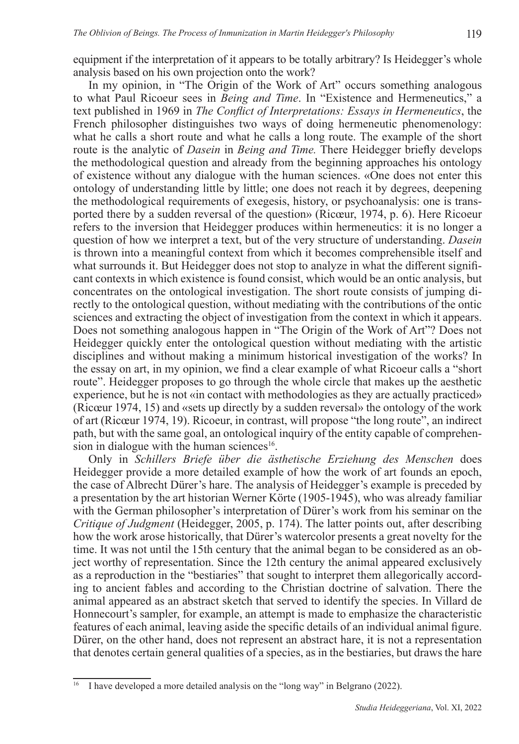equipment if the interpretation of it appears to be totally arbitrary? Is Heidegger's whole analysis based on his own projection onto the work?

In my opinion, in "The Origin of the Work of Art" occurs something analogous to what Paul Ricoeur sees in *Being and Time*. In "Existence and Hermeneutics," a text published in 1969 in *The Conflict of Interpretations: Essays in Hermeneutics*, the French philosopher distinguishes two ways of doing hermeneutic phenomenology: what he calls a short route and what he calls a long route. The example of the short route is the analytic of *Dasein* in *Being and Time.* There Heidegger briefly develops the methodological question and already from the beginning approaches his ontology of existence without any dialogue with the human sciences. «One does not enter this ontology of understanding little by little; one does not reach it by degrees, deepening the methodological requirements of exegesis, history, or psychoanalysis: one is transported there by a sudden reversal of the question» (Ricœur, 1974, p. 6). Here Ricoeur refers to the inversion that Heidegger produces within hermeneutics: it is no longer a question of how we interpret a text, but of the very structure of understanding. *Dasein* is thrown into a meaningful context from which it becomes comprehensible itself and what surrounds it. But Heidegger does not stop to analyze in what the different significant contexts in which existence is found consist, which would be an ontic analysis, but concentrates on the ontological investigation. The short route consists of jumping directly to the ontological question, without mediating with the contributions of the ontic sciences and extracting the object of investigation from the context in which it appears. Does not something analogous happen in "The Origin of the Work of Art"? Does not Heidegger quickly enter the ontological question without mediating with the artistic disciplines and without making a minimum historical investigation of the works? In the essay on art, in my opinion, we find a clear example of what Ricoeur calls a "short route". Heidegger proposes to go through the whole circle that makes up the aesthetic experience, but he is not «in contact with methodologies as they are actually practiced» (Ricœur 1974, 15) and «sets up directly by a sudden reversal» the ontology of the work of art (Ricœur 1974, 19). Ricoeur, in contrast, will propose "the long route", an indirect path, but with the same goal, an ontological inquiry of the entity capable of comprehension in dialogue with the human sciences[16].

Only in *Schillers Briefe über die ästhetische Erziehung des Menschen* does Heidegger provide a more detailed example of how the work of art founds an epoch, the case of Albrecht Dürer's hare. The analysis of Heidegger's example is preceded by a presentation by the art historian Werner Körte (1905-1945), who was already familiar with the German philosopher's interpretation of Dürer's work from his seminar on the *Critique of Judgment* (Heidegger, 2005, p. 174). The latter points out, after describing how the work arose historically, that Dürer's watercolor presents a great novelty for the time. It was not until the 15th century that the animal began to be considered as an object worthy of representation. Since the 12th century the animal appeared exclusively as a reproduction in the "bestiaries" that sought to interpret them allegorically according to ancient fables and according to the Christian doctrine of salvation. There the animal appeared as an abstract sketch that served to identify the species. In Villard de Honnecourt's sampler, for example, an attempt is made to emphasize the characteristic features of each animal, leaving aside the specific details of an individual animal figure. Dürer, on the other hand, does not represent an abstract hare, it is not a representation that denotes certain general qualities of a species, as in the bestiaries, but draws the hare

[16] I have developed a more detailed analysis on the "long way" in Belgrano (2022).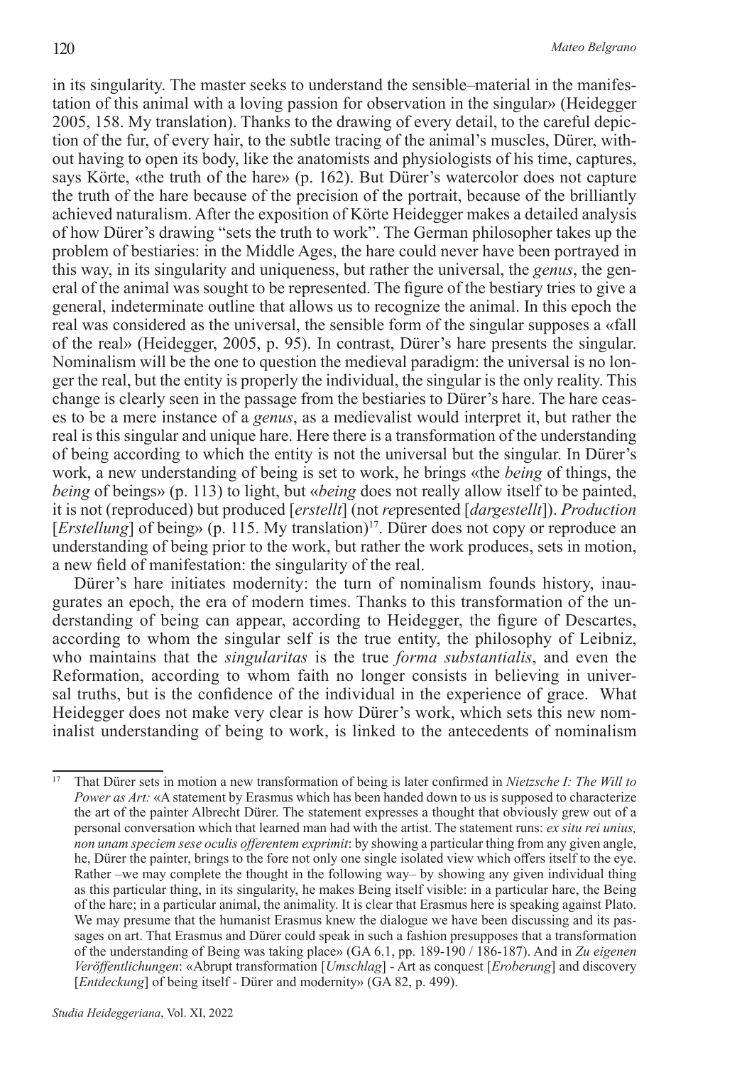in its singularity. The master seeks to understand the sensible–material in the manifestation of this animal with a loving passion for observation in the singular» (Heidegger 2005, 158. My translation). Thanks to the drawing of every detail, to the careful depiction of the fur, of every hair, to the subtle tracing of the animal's muscles, Dürer, without having to open its body, like the anatomists and physiologists of his time, captures, says Körte, «the truth of the hare» (p. 162). But Dürer's watercolor does not capture the truth of the hare because of the precision of the portrait, because of the brilliantly achieved naturalism. After the exposition of Körte Heidegger makes a detailed analysis of how Dürer's drawing "sets the truth to work". The German philosopher takes up the problem of bestiaries: in the Middle Ages, the hare could never have been portrayed in this way, in its singularity and uniqueness, but rather the universal, the *genus*, the general of the animal was sought to be represented. The figure of the bestiary tries to give a general, indeterminate outline that allows us to recognize the animal. In this epoch the real was considered as the universal, the sensible form of the singular supposes a «fall of the real» (Heidegger, 2005, p. 95). In contrast, Dürer's hare presents the singular. Nominalism will be the one to question the medieval paradigm: the universal is no longer the real, but the entity is properly the individual, the singular is the only reality. This change is clearly seen in the passage from the bestiaries to Dürer's hare. The hare ceases to be a mere instance of a *genus*, as a medievalist would interpret it, but rather the real is this singular and unique hare. Here there is a transformation of the understanding of being according to which the entity is not the universal but the singular. In Dürer's work, a new understanding of being is set to work, he brings «the *being* of things, the *being* of beings» (p. 113) to light, but «*being* does not really allow itself to be painted, it is not (reproduced) but produced [*erstellt*] (not *re*presented [*dargestellt*]). *Production* [*Erstellung*] of being» (p. 115. My translation)[17]. Dürer does not copy or reproduce an understanding of being prior to the work, but rather the work produces, sets in motion, a new field of manifestation: the singularity of the real.

Dürer's hare initiates modernity: the turn of nominalism founds history, inaugurates an epoch, the era of modern times. Thanks to this transformation of the understanding of being can appear, according to Heidegger, the figure of Descartes, according to whom the singular self is the true entity, the philosophy of Leibniz, who maintains that the *singularitas* is the true *forma substantialis*, and even the Reformation, according to whom faith no longer consists in believing in universal truths, but is the confidence of the individual in the experience of grace. What Heidegger does not make very clear is how Dürer's work, which sets this new nominalist understanding of being to work, is linked to the antecedents of nominalism

---

[17] That Dürer sets in motion a new transformation of being is later confirmed in *Nietzsche I: The Will to Power as Art:* «A statement by Erasmus which has been handed down to us is supposed to characterize the art of the painter Albrecht Dürer. The statement expresses a thought that obviously grew out of a personal conversation which that learned man had with the artist. The statement runs: *ex situ rei unius, non unam speciem sese oculis offerentem exprimit*: by showing a particular thing from any given angle, he, Dürer the painter, brings to the fore not only one single isolated view which offers itself to the eye. Rather –we may complete the thought in the following way– by showing any given individual thing as this particular thing, in its singularity, he makes Being itself visible: in a particular hare, the Being of the hare; in a particular animal, the animality. It is clear that Erasmus here is speaking against Plato. We may presume that the humanist Erasmus knew the dialogue we have been discussing and its passages on art. That Erasmus and Dürer could speak in such a fashion presupposes that a transformation of the understanding of Being was taking place» (GA 6.1, pp. 189-190 / 186-187). And in *Zu eigenen Veröffentlichungen*: «Abrupt transformation [*Umschlag*] - Art as conquest [*Eroberung*] and discovery [*Entdeckung*] of being itself - Dürer and modernity» (GA 82, p. 499).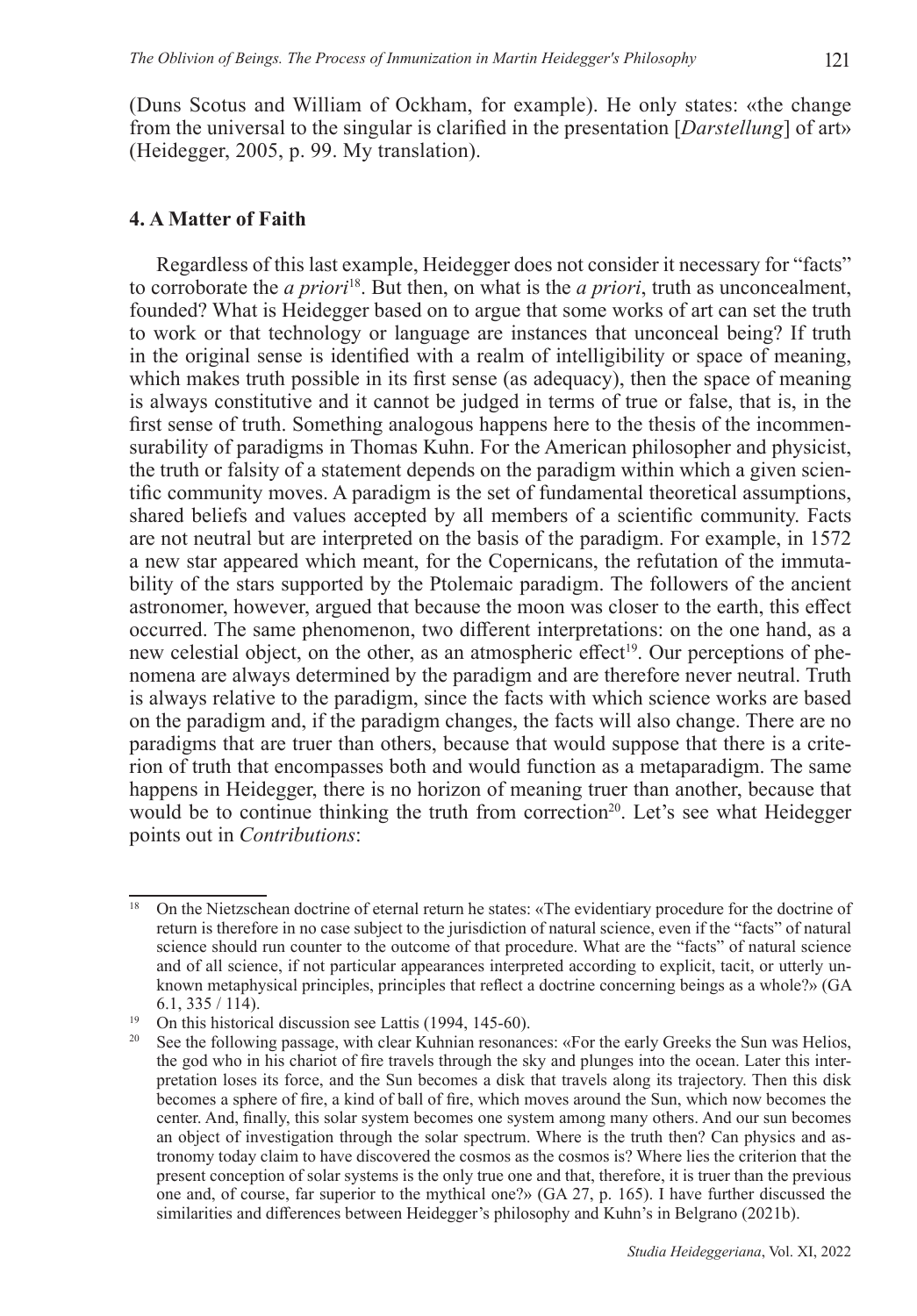(Duns Scotus and William of Ockham, for example). He only states: «the change from the universal to the singular is clarified in the presentation [*Darstellung*] of art» (Heidegger, 2005, p. 99. My translation).

## 4. A Matter of Faith

Regardless of this last example, Heidegger does not consider it necessary for "facts" to corroborate the *a priori*[18]. But then, on what is the *a priori*, truth as unconcealment, founded? What is Heidegger based on to argue that some works of art can set the truth to work or that technology or language are instances that unconceal being? If truth in the original sense is identified with a realm of intelligibility or space of meaning, which makes truth possible in its first sense (as adequacy), then the space of meaning is always constitutive and it cannot be judged in terms of true or false, that is, in the first sense of truth. Something analogous happens here to the thesis of the incommensurability of paradigms in Thomas Kuhn. For the American philosopher and physicist, the truth or falsity of a statement depends on the paradigm within which a given scientific community moves. A paradigm is the set of fundamental theoretical assumptions, shared beliefs and values accepted by all members of a scientific community. Facts are not neutral but are interpreted on the basis of the paradigm. For example, in 1572 a new star appeared which meant, for the Copernicans, the refutation of the immutability of the stars supported by the Ptolemaic paradigm. The followers of the ancient astronomer, however, argued that because the moon was closer to the earth, this effect occurred. The same phenomenon, two different interpretations: on the one hand, as a new celestial object, on the other, as an atmospheric effect[19]. Our perceptions of phenomena are always determined by the paradigm and are therefore never neutral. Truth is always relative to the paradigm, since the facts with which science works are based on the paradigm and, if the paradigm changes, the facts will also change. There are no paradigms that are truer than others, because that would suppose that there is a criterion of truth that encompasses both and would function as a metaparadigm. The same happens in Heidegger, there is no horizon of meaning truer than another, because that would be to continue thinking the truth from correction[20]. Let's see what Heidegger points out in *Contributions*:

---

[18] On the Nietzschean doctrine of eternal return he states: «The evidentiary procedure for the doctrine of return is therefore in no case subject to the jurisdiction of natural science, even if the "facts" of natural science should run counter to the outcome of that procedure. What are the "facts" of natural science and of all science, if not particular appearances interpreted according to explicit, tacit, or utterly unknown metaphysical principles, principles that reflect a doctrine concerning beings as a whole?» (GA 6.1, 335 / 114).

[19] On this historical discussion see Lattis (1994, 145-60).

[20] See the following passage, with clear Kuhnian resonances: «For the early Greeks the Sun was Helios, the god who in his chariot of fire travels through the sky and plunges into the ocean. Later this interpretation loses its force, and the Sun becomes a disk that travels along its trajectory. Then this disk becomes a sphere of fire, a kind of ball of fire, which moves around the Sun, which now becomes the center. And, finally, this solar system becomes one system among many others. And our sun becomes an object of investigation through the solar spectrum. Where is the truth then? Can physics and astronomy today claim to have discovered the cosmos as the cosmos is? Where lies the criterion that the present conception of solar systems is the only true one and that, therefore, it is truer than the previous one and, of course, far superior to the mythical one?» (GA 27, p. 165). I have further discussed the similarities and differences between Heidegger's philosophy and Kuhn's in Belgrano (2021b).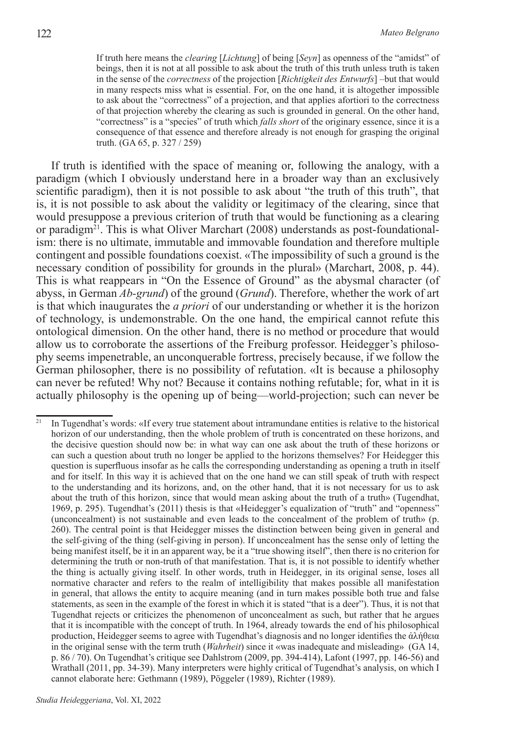> If truth here means the *clearing* [*Lichtung*] of being [*Seyn*] as openness of the "amidst" of beings, then it is not at all possible to ask about the truth of this truth unless truth is taken in the sense of the *correctness* of the projection [*Richtigkeit des Entwurfs*] –but that would in many respects miss what is essential. For, on the one hand, it is altogether impossible to ask about the "correctness" of a projection, and that applies afortiori to the correctness of that projection whereby the clearing as such is grounded in general. On the other hand, "correctness" is a "species" of truth which *falls short* of the originary essence, since it is a consequence of that essence and therefore already is not enough for grasping the original truth. (GA 65, p. 327 / 259)

If truth is identified with the space of meaning or, following the analogy, with a paradigm (which I obviously understand here in a broader way than an exclusively scientific paradigm), then it is not possible to ask about "the truth of this truth", that is, it is not possible to ask about the validity or legitimacy of the clearing, since that would presuppose a previous criterion of truth that would be functioning as a clearing or paradigm[21]. This is what Oliver Marchart (2008) understands as post-foundationalism: there is no ultimate, immutable and immovable foundation and therefore multiple contingent and possible foundations coexist. «The impossibility of such a ground is the necessary condition of possibility for grounds in the plural» (Marchart, 2008, p. 44). This is what reappears in "On the Essence of Ground" as the abysmal character (of abyss, in German *Ab-grund*) of the ground (*Grund*). Therefore, whether the work of art is that which inaugurates the *a priori* of our understanding or whether it is the horizon of technology, is undemonstrable. On the one hand, the empirical cannot refute this ontological dimension. On the other hand, there is no method or procedure that would allow us to corroborate the assertions of the Freiburg professor. Heidegger's philosophy seems impenetrable, an unconquerable fortress, precisely because, if we follow the German philosopher, there is no possibility of refutation. «It is because a philosophy can never be refuted! Why not? Because it contains nothing refutable; for, what in it is actually philosophy is the opening up of being—world-projection; such can never be

---

[21] In Tugendhat's words: «If every true statement about intramundane entities is relative to the historical horizon of our understanding, then the whole problem of truth is concentrated on these horizons, and the decisive question should now be: in what way can one ask about the truth of these horizons or can such a question about truth no longer be applied to the horizons themselves? For Heidegger this question is superfluous insofar as he calls the corresponding understanding as opening a truth in itself and for itself. In this way it is achieved that on the one hand we can still speak of truth with respect to the understanding and its horizons, and, on the other hand, that it is not necessary for us to ask about the truth of this horizon, since that would mean asking about the truth of a truth» (Tugendhat, 1969, p. 295). Tugendhat's (2011) thesis is that «Heidegger's equalization of "truth" and "openness" (unconcealment) is not sustainable and even leads to the concealment of the problem of truth» (p. 260). The central point is that Heidegger misses the distinction between being given in general and the self-giving of the thing (self-giving in person). If unconcealment has the sense only of letting the being manifest itself, be it in an apparent way, be it a "true showing itself", then there is no criterion for determining the truth or non-truth of that manifestation. That is, it is not possible to identify whether the thing is actually giving itself. In other words, truth in Heidegger, in its original sense, loses all normative character and refers to the realm of intelligibility that makes possible all manifestation in general, that allows the entity to acquire meaning (and in turn makes possible both true and false statements, as seen in the example of the forest in which it is stated "that is a deer"). Thus, it is not that Tugendhat rejects or criticizes the phenomenon of unconcealment as such, but rather that he argues that it is incompatible with the concept of truth. In 1964, already towards the end of his philosophical production, Heidegger seems to agree with Tugendhat's diagnosis and no longer identifies the ἀλήθεια in the original sense with the term truth (*Wahrheit*) since it «was inadequate and misleading» (GA 14, p. 86 / 70). On Tugendhat's critique see Dahlstrom (2009, pp. 394-414), Lafont (1997, pp. 146-56) and Wrathall (2011, pp. 34-39). Many interpreters were highly critical of Tugendhat's analysis, on which I cannot elaborate here: Gethmann (1989), Pöggeler (1989), Richter (1989).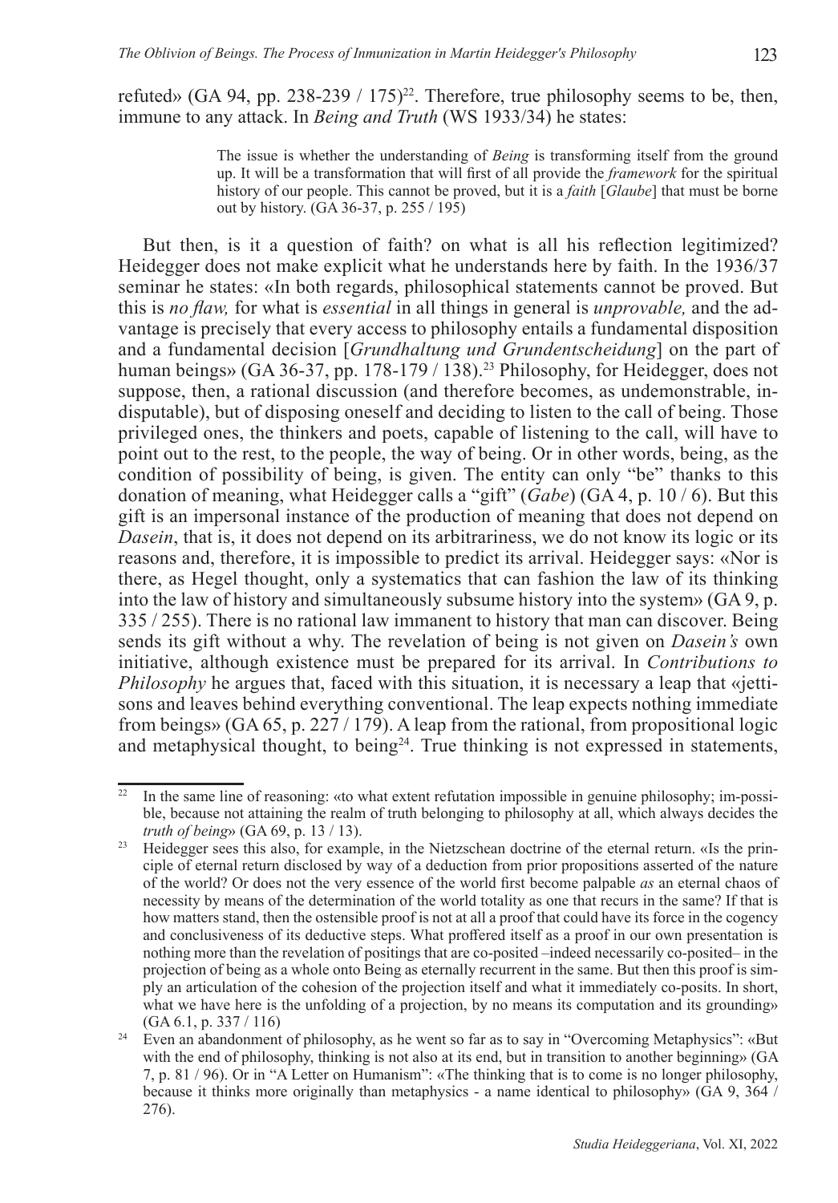refuted» (GA 94, pp. 238-239 / 175)[22]. Therefore, true philosophy seems to be, then, immune to any attack. In *Being and Truth* (WS 1933/34) he states:

> The issue is whether the understanding of *Being* is transforming itself from the ground up. It will be a transformation that will first of all provide the *framework* for the spiritual history of our people. This cannot be proved, but it is a *faith* [*Glaube*] that must be borne out by history. (GA 36-37, p. 255 / 195)

But then, is it a question of faith? on what is all his reflection legitimized? Heidegger does not make explicit what he understands here by faith. In the 1936/37 seminar he states: «In both regards, philosophical statements cannot be proved. But this is *no flaw,* for what is *essential* in all things in general is *unprovable,* and the advantage is precisely that every access to philosophy entails a fundamental disposition and a fundamental decision [*Grundhaltung und Grundentscheidung*] on the part of human beings» (GA 36-37, pp. 178-179 / 138).[23] Philosophy, for Heidegger, does not suppose, then, a rational discussion (and therefore becomes, as undemonstrable, indisputable), but of disposing oneself and deciding to listen to the call of being. Those privileged ones, the thinkers and poets, capable of listening to the call, will have to point out to the rest, to the people, the way of being. Or in other words, being, as the condition of possibility of being, is given. The entity can only "be" thanks to this donation of meaning, what Heidegger calls a "gift" (*Gabe*) (GA 4, p. 10 / 6). But this gift is an impersonal instance of the production of meaning that does not depend on *Dasein*, that is, it does not depend on its arbitrariness, we do not know its logic or its reasons and, therefore, it is impossible to predict its arrival. Heidegger says: «Nor is there, as Hegel thought, only a systematics that can fashion the law of its thinking into the law of history and simultaneously subsume history into the system» (GA 9, p. 335 / 255). There is no rational law immanent to history that man can discover. Being sends its gift without a why. The revelation of being is not given on *Dasein's* own initiative, although existence must be prepared for its arrival. In *Contributions to Philosophy* he argues that, faced with this situation, it is necessary a leap that «jettisons and leaves behind everything conventional. The leap expects nothing immediate from beings» (GA 65, p. 227 / 179). A leap from the rational, from propositional logic and metaphysical thought, to being[24]. True thinking is not expressed in statements,

---

[22] In the same line of reasoning: «to what extent refutation impossible in genuine philosophy; im-possible, because not attaining the realm of truth belonging to philosophy at all, which always decides the *truth of being*» (GA 69, p. 13 / 13).

[23] Heidegger sees this also, for example, in the Nietzschean doctrine of the eternal return. «Is the principle of eternal return disclosed by way of a deduction from prior propositions asserted of the nature of the world? Or does not the very essence of the world first become palpable *as* an eternal chaos of necessity by means of the determination of the world totality as one that recurs in the same? If that is how matters stand, then the ostensible proof is not at all a proof that could have its force in the cogency and conclusiveness of its deductive steps. What proffered itself as a proof in our own presentation is nothing more than the revelation of positings that are co-posited –indeed necessarily co-posited– in the projection of being as a whole onto Being as eternally recurrent in the same. But then this proof is simply an articulation of the cohesion of the projection itself and what it immediately co-posits. In short, what we have here is the unfolding of a projection, by no means its computation and its grounding» (GA 6.1, p. 337 / 116)

[24] Even an abandonment of philosophy, as he went so far as to say in "Overcoming Metaphysics": «But with the end of philosophy, thinking is not also at its end, but in transition to another beginning» (GA 7, p. 81 / 96). Or in "A Letter on Humanism": «The thinking that is to come is no longer philosophy, because it thinks more originally than metaphysics - a name identical to philosophy» (GA 9, 364 / 276).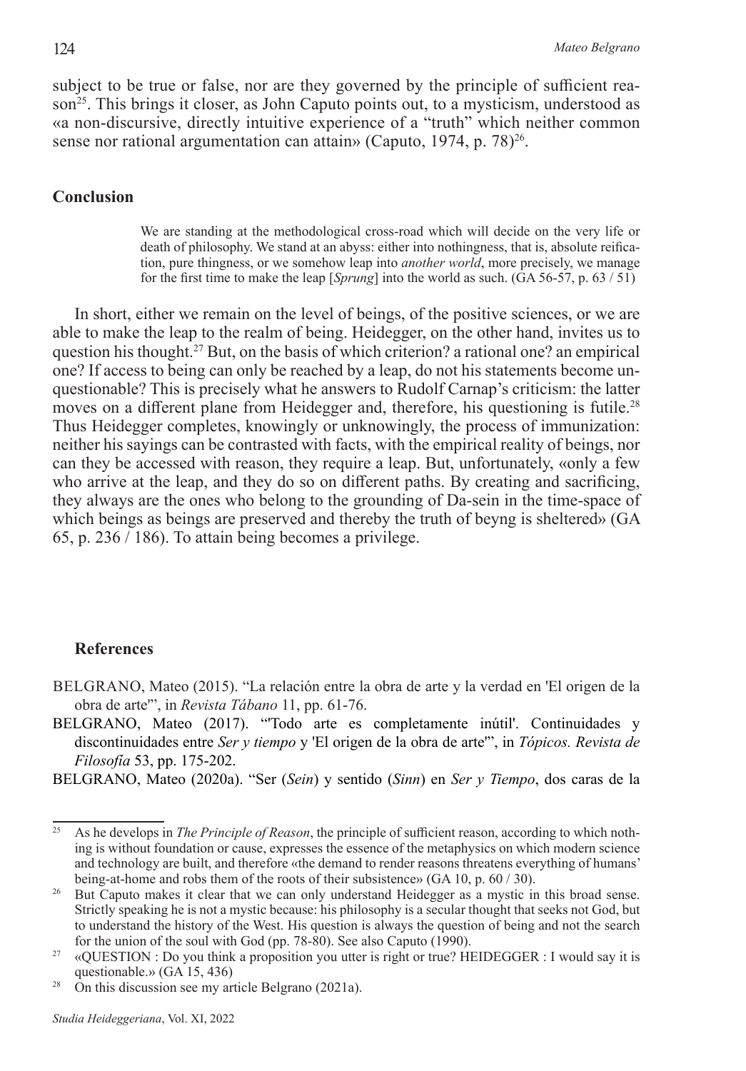subject to be true or false, nor are they governed by the principle of sufficient reason[25]. This brings it closer, as John Caputo points out, to a mysticism, understood as «a non-discursive, directly intuitive experience of a "truth" which neither common sense nor rational argumentation can attain» (Caputo, 1974, p. 78)[26].

## Conclusion

> We are standing at the methodological cross-road which will decide on the very life or death of philosophy. We stand at an abyss: either into nothingness, that is, absolute reification, pure thingness, or we somehow leap into *another world*, more precisely, we manage for the first time to make the leap [*Sprung*] into the world as such. (GA 56-57, p. 63 / 51)

In short, either we remain on the level of beings, of the positive sciences, or we are able to make the leap to the realm of being. Heidegger, on the other hand, invites us to question his thought.[27] But, on the basis of which criterion? a rational one? an empirical one? If access to being can only be reached by a leap, do not his statements become unquestionable? This is precisely what he answers to Rudolf Carnap's criticism: the latter moves on a different plane from Heidegger and, therefore, his questioning is futile.[28] Thus Heidegger completes, knowingly or unknowingly, the process of immunization: neither his sayings can be contrasted with facts, with the empirical reality of beings, nor can they be accessed with reason, they require a leap. But, unfortunately, «only a few who arrive at the leap, and they do so on different paths. By creating and sacrificing, they always are the ones who belong to the grounding of Da-sein in the time-space of which beings as beings are preserved and thereby the truth of beyng is sheltered» (GA 65, p. 236 / 186). To attain being becomes a privilege.

### References

BELGRANO, Mateo (2015). "La relación entre la obra de arte y la verdad en 'El origen de la obra de arte'", in *Revista Tábano* 11, pp. 61-76.

BELGRANO, Mateo (2017). "'Todo arte es completamente inútil'. Continuidades y discontinuidades entre *Ser y tiempo* y 'El origen de la obra de arte'", in *Tópicos. Revista de Filosofía* 53, pp. 175-202.

BELGRANO, Mateo (2020a). "Ser (*Sein*) y sentido (*Sinn*) en *Ser y Tiempo*, dos caras de la

---

[25] As he develops in *The Principle of Reason*, the principle of sufficient reason, according to which nothing is without foundation or cause, expresses the essence of the metaphysics on which modern science and technology are built, and therefore «the demand to render reasons threatens everything of humans' being-at-home and robs them of the roots of their subsistence» (GA 10, p. 60 / 30).

[26] But Caputo makes it clear that we can only understand Heidegger as a mystic in this broad sense. Strictly speaking he is not a mystic because: his philosophy is a secular thought that seeks not God, but to understand the history of the West. His question is always the question of being and not the search for the union of the soul with God (pp. 78-80). See also Caputo (1990).

[27] «QUESTION : Do you think a proposition you utter is right or true? HEIDEGGER : I would say it is questionable.» (GA 15, 436)

[28] On this discussion see my article Belgrano (2021a).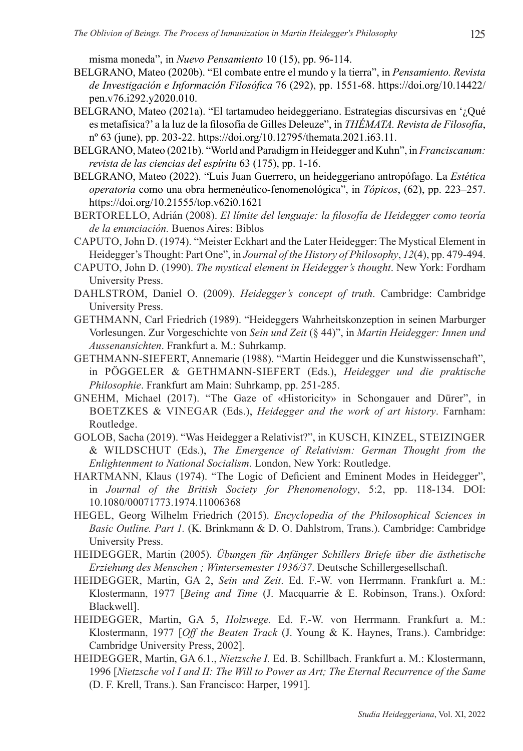misma moneda", in *Nuevo Pensamiento* 10 (15), pp. 96-114.

BELGRANO, Mateo (2020b). "El combate entre el mundo y la tierra", in *Pensamiento. Revista de Investigación e Información Filosófica* 76 (292), pp. 1551-68. https://doi.org/10.14422/pen.v76.i292.y2020.010.

BELGRANO, Mateo (2021a). "El tartamudeo heideggeriano. Estrategias discursivas en '¿Qué es metafísica?' a la luz de la filosofía de Gilles Deleuze", in *THÉMATA. Revista de Filosofía*, nº 63 (june), pp. 203-22. https://doi.org/10.12795/themata.2021.i63.11.

BELGRANO, Mateo (2021b). "World and Paradigm in Heidegger and Kuhn", in *Franciscanum: revista de las ciencias del espíritu* 63 (175), pp. 1-16.

BELGRANO, Mateo (2022). "Luis Juan Guerrero, un heideggeriano antropófago. La *Estética operatoria* como una obra hermenéutico-fenomenológica", in *Tópicos*, (62), pp. 223–257. https://doi.org/10.21555/top.v62i0.1621

BERTORELLO, Adrián (2008). *El límite del lenguaje: la filosofía de Heidegger como teoría de la enunciación.* Buenos Aires: Biblos

CAPUTO, John D. (1974). "Meister Eckhart and the Later Heidegger: The Mystical Element in Heidegger's Thought: Part One", in *Journal of the History of Philosophy*, *12*(4), pp. 479-494.

CAPUTO, John D. (1990). *The mystical element in Heidegger's thought*. New York: Fordham University Press.

DAHLSTROM, Daniel O. (2009). *Heidegger's concept of truth*. Cambridge: Cambridge University Press.

GETHMANN, Carl Friedrich (1989). "Heideggers Wahrheitskonzeption in seinen Marburger Vorlesungen. Zur Vorgeschichte von *Sein und Zeit* (§ 44)", in *Martin Heidegger: Innen und Aussenansichten*. Frankfurt a. M.: Suhrkamp.

GETHMANN-SIEFERT, Annemarie (1988). "Martin Heidegger und die Kunstwissenschaft", in PÖGGELER & GETHMANN-SIEFERT (Eds.), *Heidegger und die praktische Philosophie*. Frankfurt am Main: Suhrkamp, pp. 251-285.

GNEHM, Michael (2017). "The Gaze of «Historicity» in Schongauer and Dürer", in BOETZKES & VINEGAR (Eds.), *Heidegger and the work of art history*. Farnham: Routledge.

GOLOB, Sacha (2019). "Was Heidegger a Relativist?", in KUSCH, KINZEL, STEIZINGER & WILDSCHUT (Eds.), *The Emergence of Relativism: German Thought from the Enlightenment to National Socialism*. London, New York: Routledge.

HARTMANN, Klaus (1974). "The Logic of Deficient and Eminent Modes in Heidegger", in *Journal of the British Society for Phenomenology*, 5:2, pp. 118-134. DOI: 10.1080/00071773.1974.11006368

HEGEL, Georg Wilhelm Friedrich (2015). *Encyclopedia of the Philosophical Sciences in Basic Outline. Part 1.* (K. Brinkmann & D. O. Dahlstrom, Trans.). Cambridge: Cambridge University Press.

HEIDEGGER, Martin (2005). *Übungen für Anfänger Schillers Briefe über die ästhetische Erziehung des Menschen ; Wintersemester 1936/37*. Deutsche Schillergesellschaft.

HEIDEGGER, Martin, GA 2, *Sein und Zeit*. Ed. F.-W. von Herrmann. Frankfurt a. M.: Klostermann, 1977 [*Being and Time* (J. Macquarrie & E. Robinson, Trans.). Oxford: Blackwell].

HEIDEGGER, Martin, GA 5, *Holzwege.* Ed. F.-W. von Herrmann. Frankfurt a. M.: Klostermann, 1977 [*Off the Beaten Track* (J. Young & K. Haynes, Trans.). Cambridge: Cambridge University Press, 2002].

HEIDEGGER, Martin, GA 6.1., *Nietzsche I.* Ed. B. Schillbach. Frankfurt a. M.: Klostermann, 1996 [*Nietzsche vol I and II: The Will to Power as Art; The Eternal Recurrence of the Same* (D. F. Krell, Trans.). San Francisco: Harper, 1991].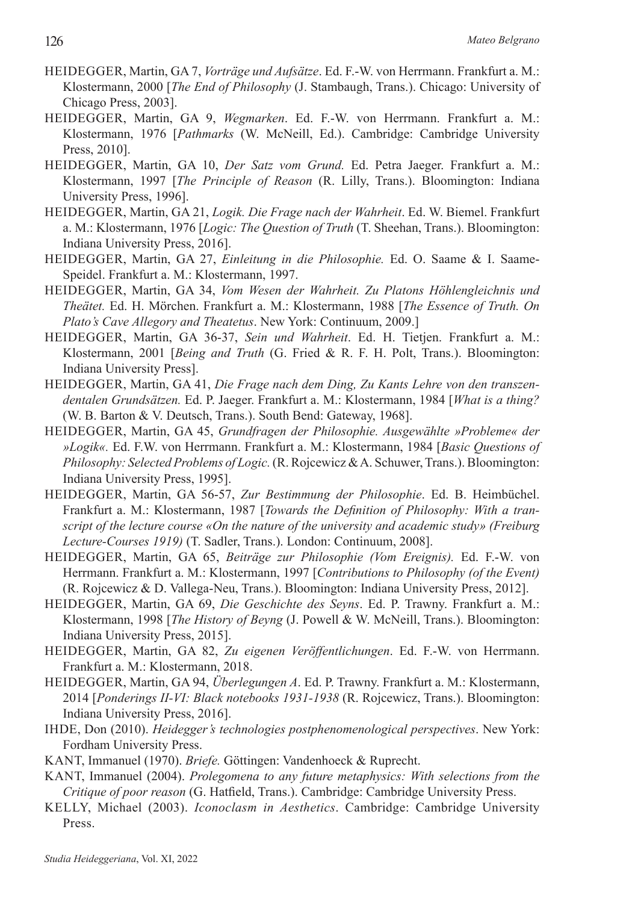HEIDEGGER, Martin, GA 7, *Vorträge und Aufsätze*. Ed. F.-W. von Herrmann. Frankfurt a. M.: Klostermann, 2000 [*The End of Philosophy* (J. Stambaugh, Trans.). Chicago: University of Chicago Press, 2003].

HEIDEGGER, Martin, GA 9, *Wegmarken*. Ed. F.-W. von Herrmann. Frankfurt a. M.: Klostermann, 1976 [*Pathmarks* (W. McNeill, Ed.). Cambridge: Cambridge University Press, 2010].

HEIDEGGER, Martin, GA 10, *Der Satz vom Grund.* Ed. Petra Jaeger. Frankfurt a. M.: Klostermann, 1997 [*The Principle of Reason* (R. Lilly, Trans.). Bloomington: Indiana University Press, 1996].

HEIDEGGER, Martin, GA 21, *Logik. Die Frage nach der Wahrheit*. Ed. W. Biemel. Frankfurt a. M.: Klostermann, 1976 [*Logic: The Question of Truth* (T. Sheehan, Trans.). Bloomington: Indiana University Press, 2016].

HEIDEGGER, Martin, GA 27, *Einleitung in die Philosophie.* Ed. O. Saame & I. Saame-Speidel. Frankfurt a. M.: Klostermann, 1997.

HEIDEGGER, Martin, GA 34, *Vom Wesen der Wahrheit. Zu Platons Höhlengleichnis und Theätet.* Ed. H. Mörchen. Frankfurt a. M.: Klostermann, 1988 [*The Essence of Truth. On Plato's Cave Allegory and Theatetus*. New York: Continuum, 2009.]

HEIDEGGER, Martin, GA 36-37, *Sein und Wahrheit*. Ed. H. Tietjen. Frankfurt a. M.: Klostermann, 2001 [*Being and Truth* (G. Fried & R. F. H. Polt, Trans.). Bloomington: Indiana University Press].

HEIDEGGER, Martin, GA 41, *Die Frage nach dem Ding, Zu Kants Lehre von den transzendentalen Grundsätzen.* Ed. P. Jaeger. Frankfurt a. M.: Klostermann, 1984 [*What is a thing?* (W. B. Barton & V. Deutsch, Trans.). South Bend: Gateway, 1968].

HEIDEGGER, Martin, GA 45, *Grundfragen der Philosophie. Ausgewählte »Probleme« der »Logik«.* Ed. F.W. von Herrmann. Frankfurt a. M.: Klostermann, 1984 [*Basic Questions of Philosophy: Selected Problems of Logic.* (R. Rojcewicz & A. Schuwer, Trans.). Bloomington: Indiana University Press, 1995].

HEIDEGGER, Martin, GA 56-57, *Zur Bestimmung der Philosophie*. Ed. B. Heimbüchel. Frankfurt a. M.: Klostermann, 1987 [*Towards the Definition of Philosophy: With a transcript of the lecture course «On the nature of the university and academic study» (Freiburg Lecture-Courses 1919)* (T. Sadler, Trans.). London: Continuum, 2008].

HEIDEGGER, Martin, GA 65, *Beiträge zur Philosophie (Vom Ereignis).* Ed. F.-W. von Herrmann. Frankfurt a. M.: Klostermann, 1997 [*Contributions to Philosophy (of the Event)* (R. Rojcewicz & D. Vallega-Neu, Trans.). Bloomington: Indiana University Press, 2012].

HEIDEGGER, Martin, GA 69, *Die Geschichte des Seyns*. Ed. P. Trawny. Frankfurt a. M.: Klostermann, 1998 [*The History of Beyng* (J. Powell & W. McNeill, Trans.). Bloomington: Indiana University Press, 2015].

HEIDEGGER, Martin, GA 82, *Zu eigenen Veröffentlichungen*. Ed. F.-W. von Herrmann. Frankfurt a. M.: Klostermann, 2018.

HEIDEGGER, Martin, GA 94, *Überlegungen A*. Ed. P. Trawny. Frankfurt a. M.: Klostermann, 2014 [*Ponderings II-VI: Black notebooks 1931-1938* (R. Rojcewicz, Trans.). Bloomington: Indiana University Press, 2016].

IHDE, Don (2010). *Heidegger's technologies postphenomenological perspectives*. New York: Fordham University Press.

KANT, Immanuel (1970). *Briefe.* Göttingen: Vandenhoeck & Ruprecht.

KANT, Immanuel (2004). *Prolegomena to any future metaphysics: With selections from the Critique of poor reason* (G. Hatfield, Trans.). Cambridge: Cambridge University Press.

KELLY, Michael (2003). *Iconoclasm in Aesthetics*. Cambridge: Cambridge University Press.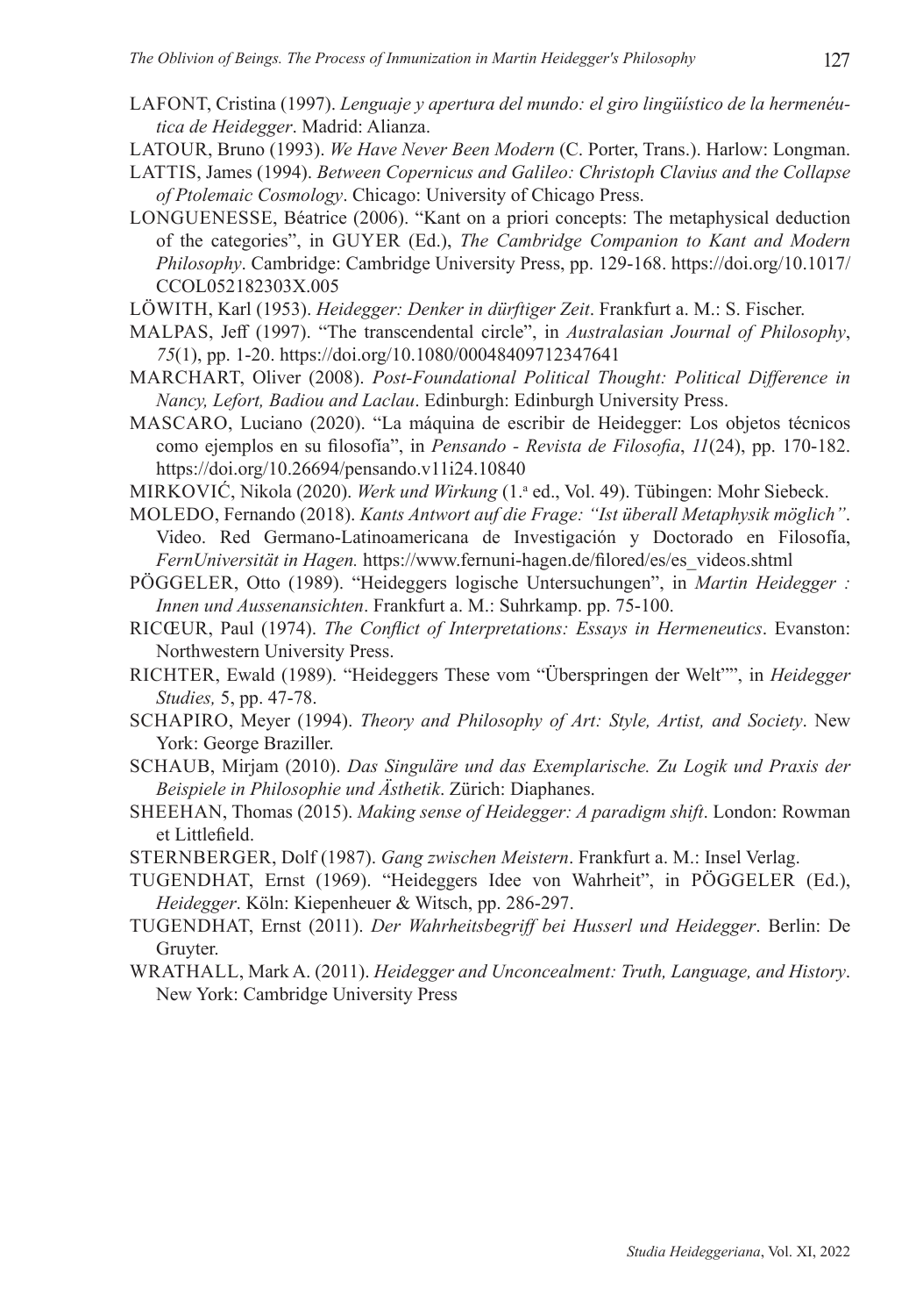LAFONT, Cristina (1997). *Lenguaje y apertura del mundo: el giro lingüístico de la hermenéutica de Heidegger*. Madrid: Alianza.

LATOUR, Bruno (1993). *We Have Never Been Modern* (C. Porter, Trans.). Harlow: Longman.

LATTIS, James (1994). *Between Copernicus and Galileo: Christoph Clavius and the Collapse of Ptolemaic Cosmology*. Chicago: University of Chicago Press.

LONGUENESSE, Béatrice (2006). "Kant on a priori concepts: The metaphysical deduction of the categories", in GUYER (Ed.), *The Cambridge Companion to Kant and Modern Philosophy*. Cambridge: Cambridge University Press, pp. 129-168. https://doi.org/10.1017/CCOL052182303X.005

LÖWITH, Karl (1953). *Heidegger: Denker in dürftiger Zeit*. Frankfurt a. M.: S. Fischer.

MALPAS, Jeff (1997). "The transcendental circle", in *Australasian Journal of Philosophy*, *75*(1), pp. 1-20. https://doi.org/10.1080/00048409712347641

MARCHART, Oliver (2008). *Post-Foundational Political Thought: Political Difference in Nancy, Lefort, Badiou and Laclau*. Edinburgh: Edinburgh University Press.

MASCARO, Luciano (2020). "La máquina de escribir de Heidegger: Los objetos técnicos como ejemplos en su filosofía", in *Pensando - Revista de Filosofia*, *11*(24), pp. 170-182. https://doi.org/10.26694/pensando.v11i24.10840

MIRKOVIĆ, Nikola (2020). *Werk und Wirkung* (1.ª ed., Vol. 49). Tübingen: Mohr Siebeck.

MOLEDO, Fernando (2018). *Kants Antwort auf die Frage: "Ist überall Metaphysik möglich"*. Video. Red Germano-Latinoamericana de Investigación y Doctorado en Filosofía, *FernUniversität in Hagen.* https://www.fernuni-hagen.de/filored/es/es_videos.shtml

PÖGGELER, Otto (1989). "Heideggers logische Untersuchungen", in *Martin Heidegger : Innen und Aussenansichten*. Frankfurt a. M.: Suhrkamp. pp. 75-100.

RICŒUR, Paul (1974). *The Conflict of Interpretations: Essays in Hermeneutics*. Evanston: Northwestern University Press.

RICHTER, Ewald (1989). "Heideggers These vom "Überspringen der Welt"", in *Heidegger Studies,* 5, pp. 47-78.

SCHAPIRO, Meyer (1994). *Theory and Philosophy of Art: Style, Artist, and Society*. New York: George Braziller.

SCHAUB, Mirjam (2010). *Das Singuläre und das Exemplarische. Zu Logik und Praxis der Beispiele in Philosophie und Ästhetik*. Zürich: Diaphanes.

SHEEHAN, Thomas (2015). *Making sense of Heidegger: A paradigm shift*. London: Rowman et Littlefield.

STERNBERGER, Dolf (1987). *Gang zwischen Meistern*. Frankfurt a. M.: Insel Verlag.

TUGENDHAT, Ernst (1969). "Heideggers Idee von Wahrheit", in PÖGGELER (Ed.), *Heidegger*. Köln: Kiepenheuer & Witsch, pp. 286-297.

TUGENDHAT, Ernst (2011). *Der Wahrheitsbegriff bei Husserl und Heidegger*. Berlin: De Gruyter.

WRATHALL, Mark A. (2011). *Heidegger and Unconcealment: Truth, Language, and History*. New York: Cambridge University Press